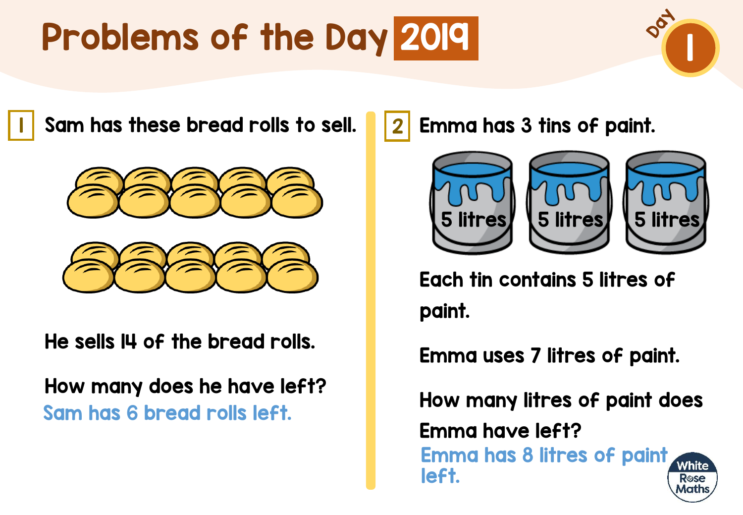# Problems of the Day 2019

Day 1

**1** Sam has these bread rolls to sell.

He sells 14 of the bread rolls.

How many does he have left?

Sam has 6 bread rolls left.

**2** Emma has 3 tins of paint.

5 litres 5 litres 5 litres

Each tin contains 5 litres of paint.

Emma uses 7 litres of paint.

How many litres of paint does Emma have left?

Emma has 8 litres of paint left.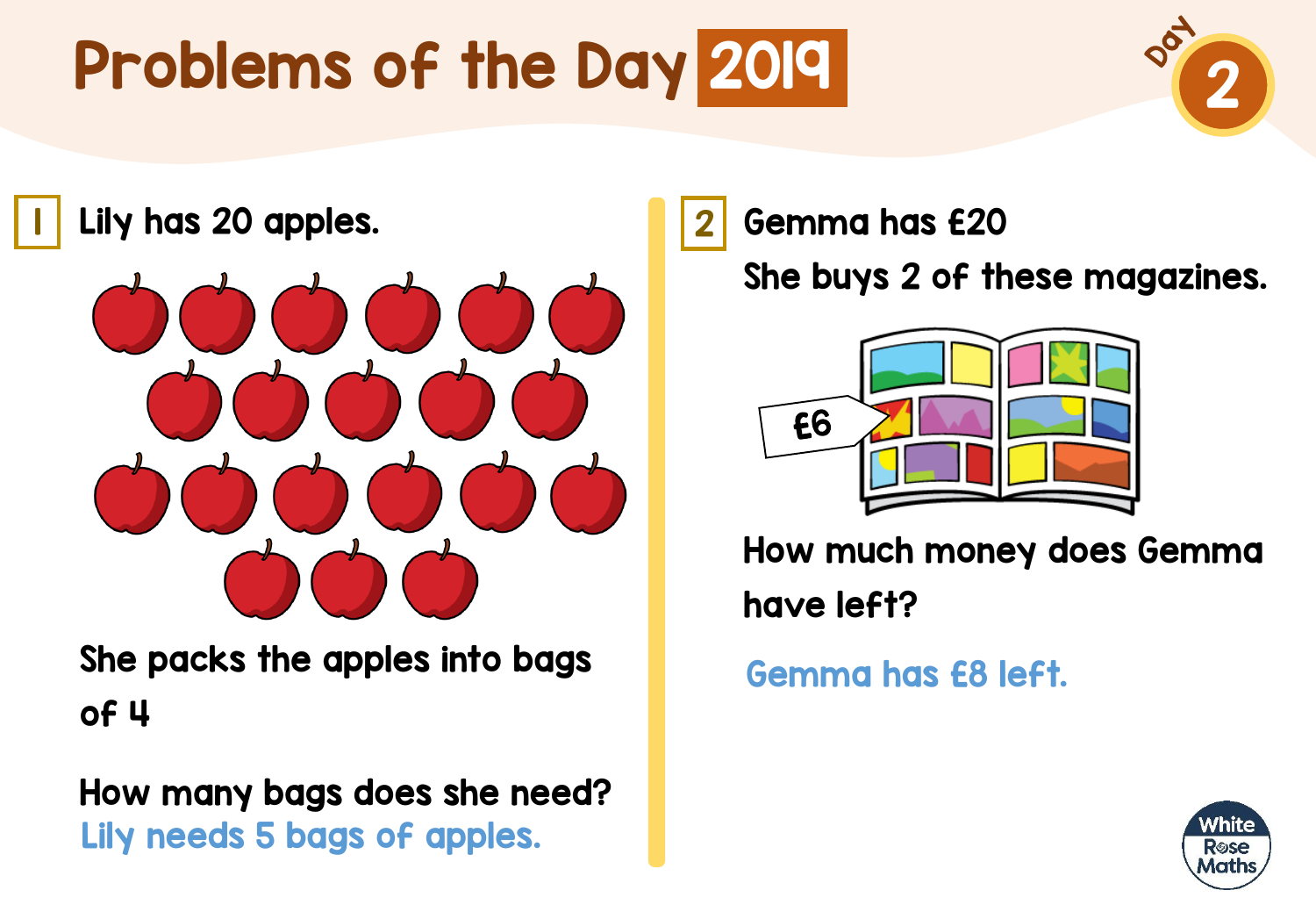# Problems of the Day 2019

Day 2

**1** Lily has 20 apples.

She packs the apples into bags of 4

How many bags does she need?

Lily needs 5 bags of apples.

**2** Gemma has £20

She buys 2 of these magazines.

£6

How much money does Gemma have left?

Gemma has £8 left.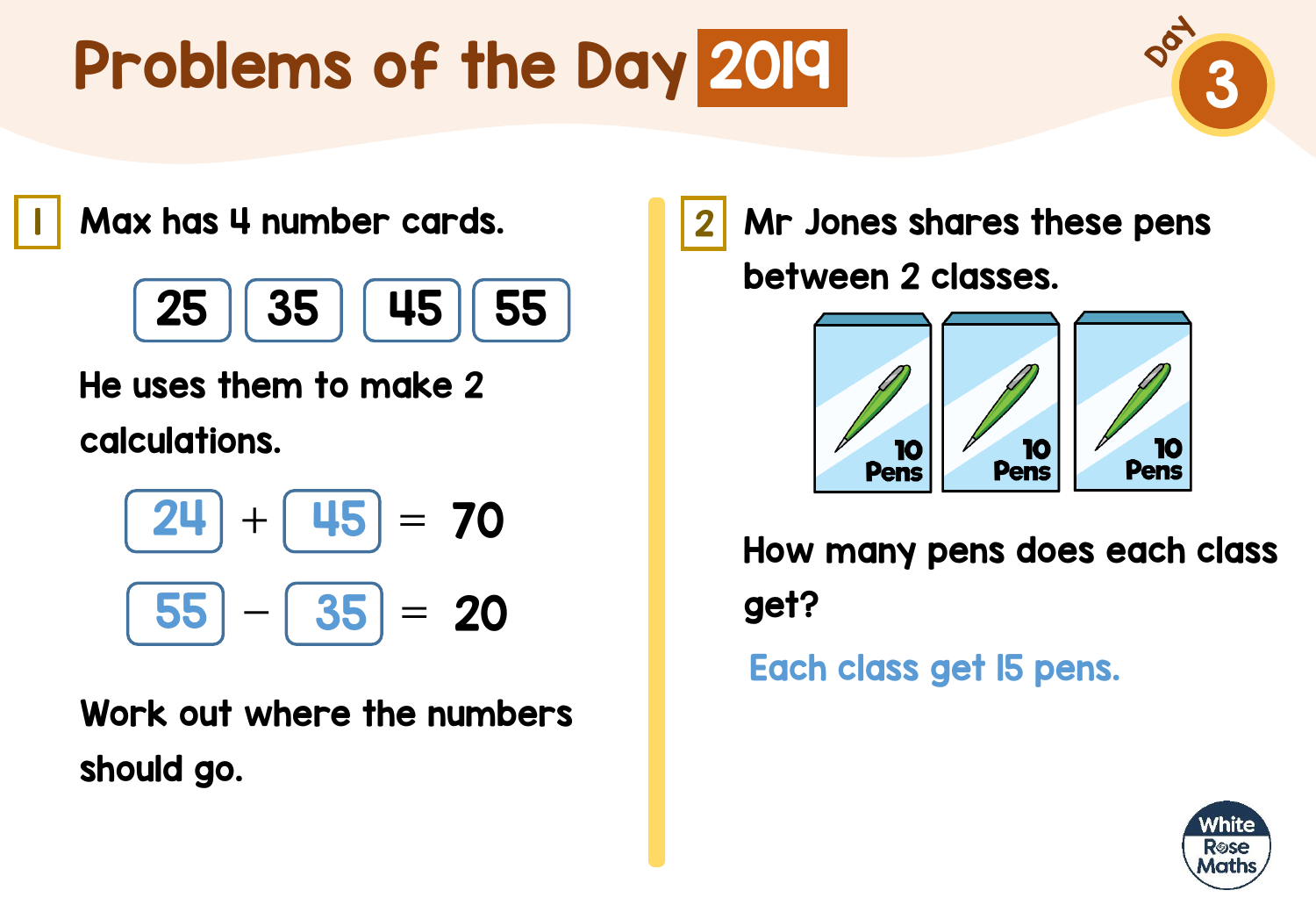# Problems of the Day 2019

Day 3

**1** Max has 4 number cards.

25 | 35 | 45 | 55

He uses them to make 2 calculations.

24 + 45 = 70

55 − 35 = 20

Work out where the numbers should go.

**2** Mr Jones shares these pens between 2 classes.

10 Pens | 10 Pens | 10 Pens

How many pens does each class get?

Each class get 15 pens.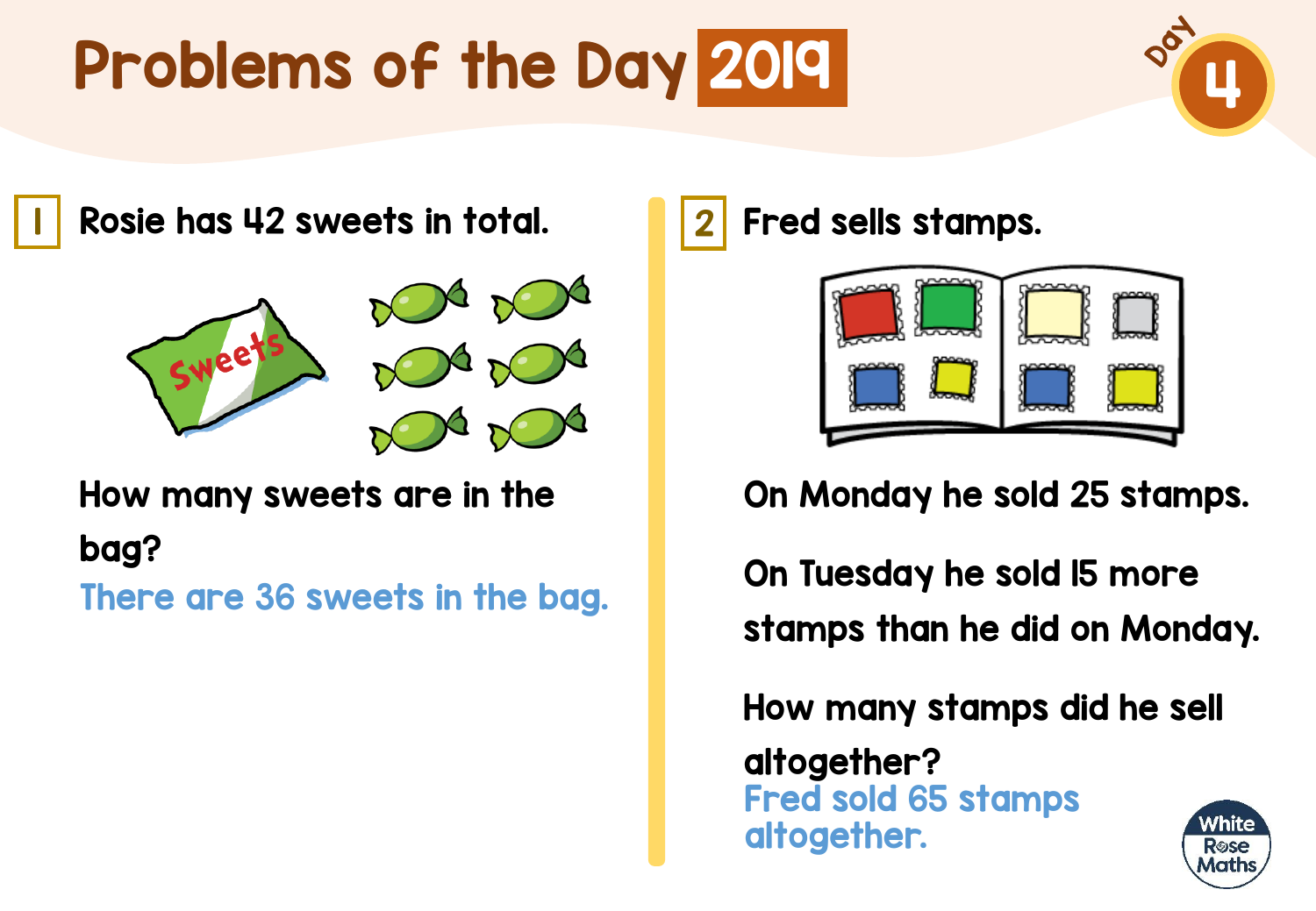# Problems of the Day 2019

Day 4

**1** Rosie has 42 sweets in total.

How many sweets are in the bag?

There are 36 sweets in the bag.

**2** Fred sells stamps.

On Monday he sold 25 stamps.

On Tuesday he sold 15 more stamps than he did on Monday.

How many stamps did he sell altogether?

Fred sold 65 stamps altogether.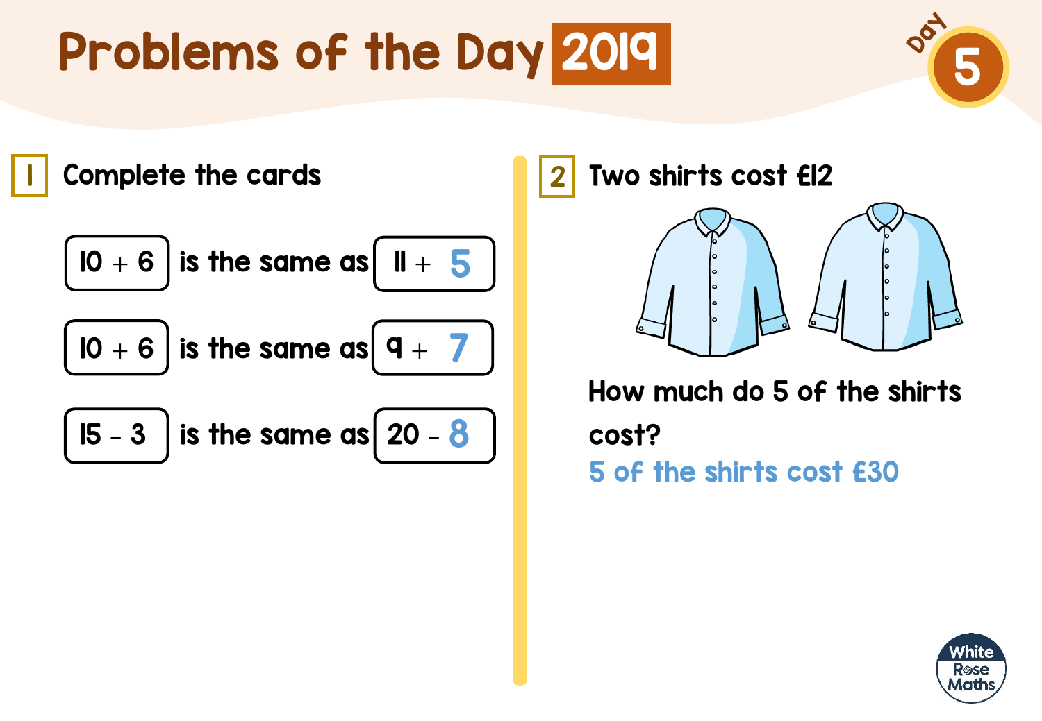# Problems of the Day 2019

Day 5

**1** Complete the cards

10 + 6 is the same as 11 + 5

10 + 6 is the same as 9 + 7

15 – 3 is the same as 20 – 8

**2** Two shirts cost £12

How much do 5 of the shirts cost?

5 of the shirts cost £30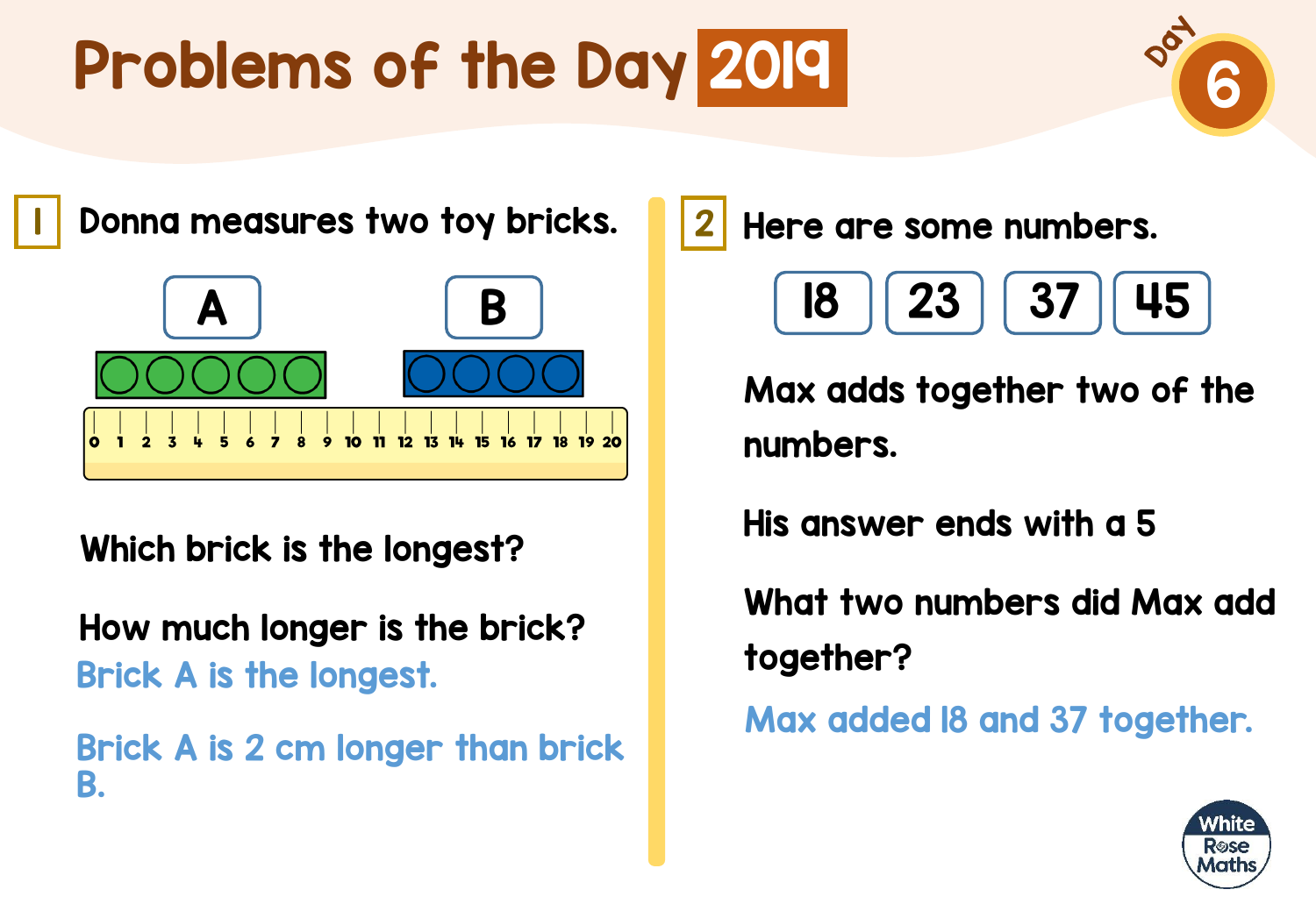# Problems of the Day 2019

Day 6

## 1

Donna measures two toy bricks.

A

B

0 1 2 3 4 5 6 7 8 9 10 11 12 13 14 15 16 17 18 19 20

Which brick is the longest?

How much longer is the brick?

Brick A is the longest.

Brick A is 2 cm longer than brick B.

## 2

Here are some numbers.

18 | 23 | 37 | 45

Max adds together two of the numbers.

His answer ends with a 5

What two numbers did Max add together?

Max added 18 and 37 together.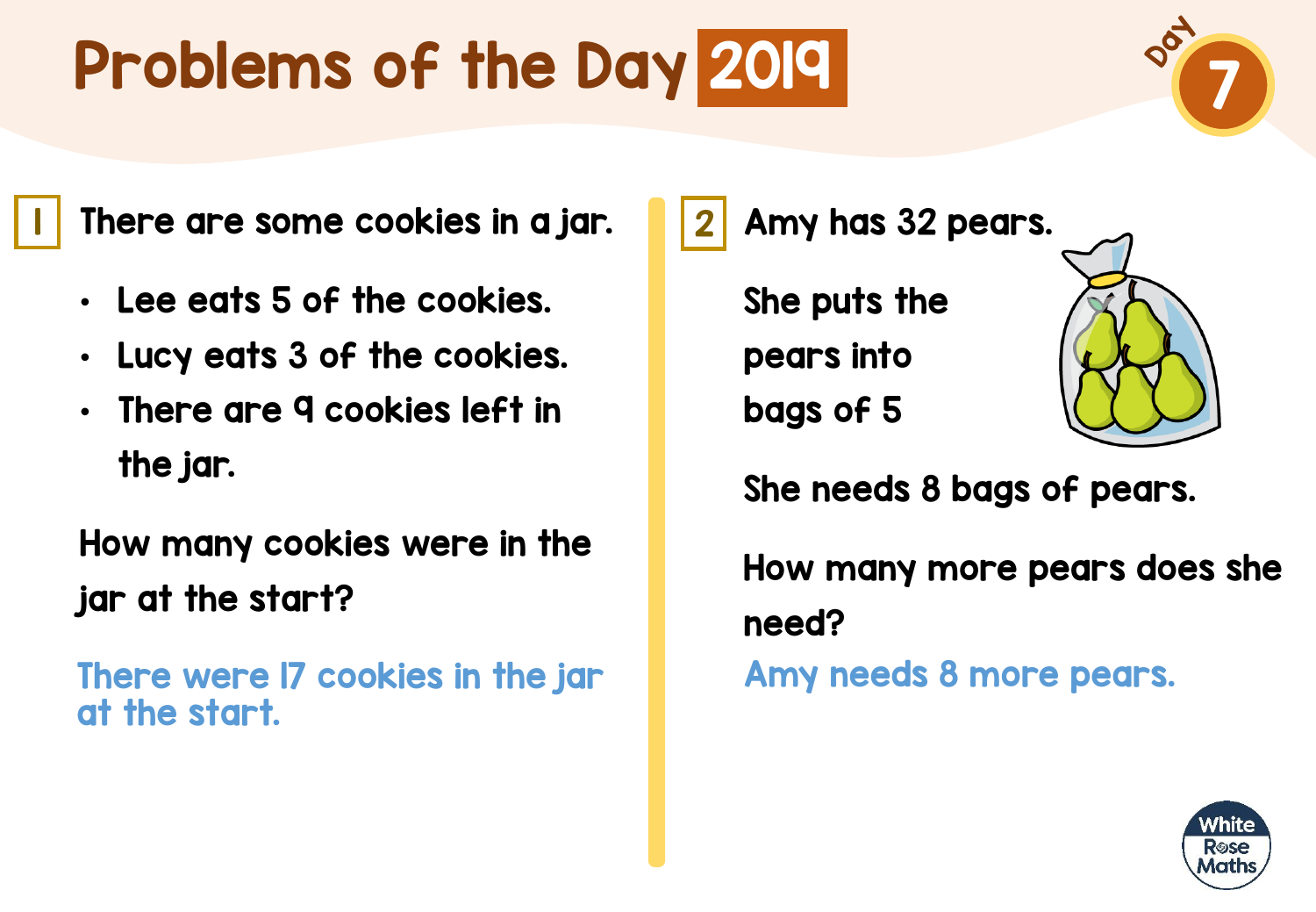# Problems of the Day 2019

Day 7

**1** There are some cookies in a jar.

- Lee eats 5 of the cookies.
- Lucy eats 3 of the cookies.
- There are 9 cookies left in the jar.

How many cookies were in the jar at the start?

There were 17 cookies in the jar at the start.

**2** Amy has 32 pears.

She puts the pears into bags of 5

She needs 8 bags of pears.

How many more pears does she need?

Amy needs 8 more pears.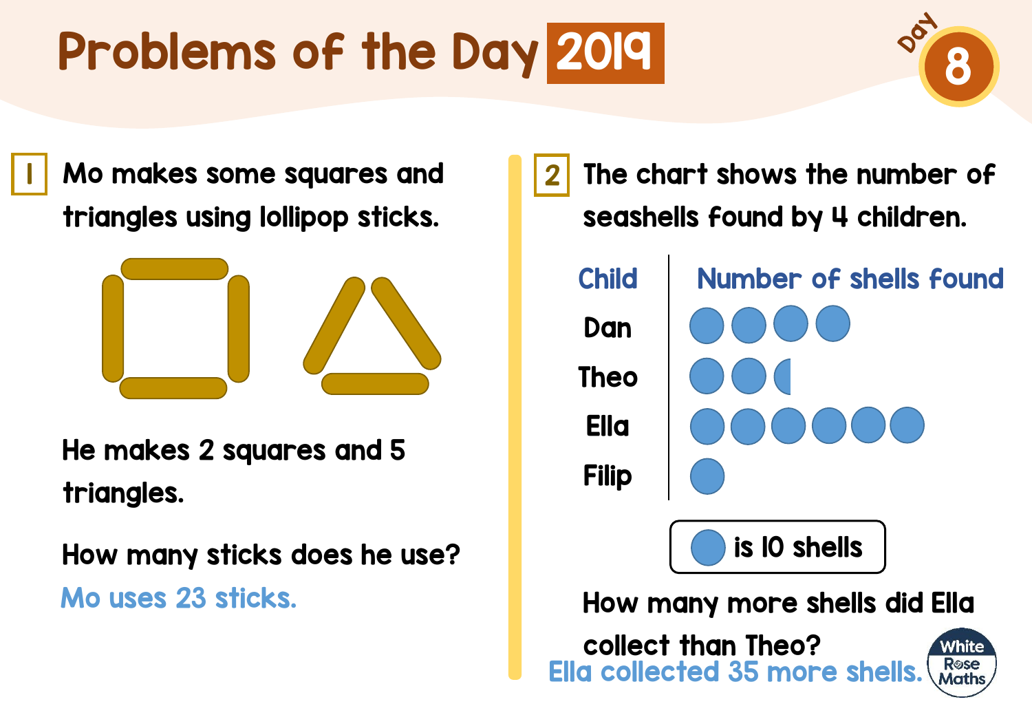# Problems of the Day 2019

Day 8

## 1

Mo makes some squares and triangles using lollipop sticks.

He makes 2 squares and 5 triangles.

How many sticks does he use?

Mo uses 23 sticks.

## 2

The chart shows the number of seashells found by 4 children.

| Child | Number of shells found |
| --- | --- |
| Dan | ●●●● |
| Theo | ●●◐ |
| Ella | ●●●●●● |
| Filip | ● |

● is 10 shells

How many more shells did Ella collect than Theo?

Ella collected 35 more shells.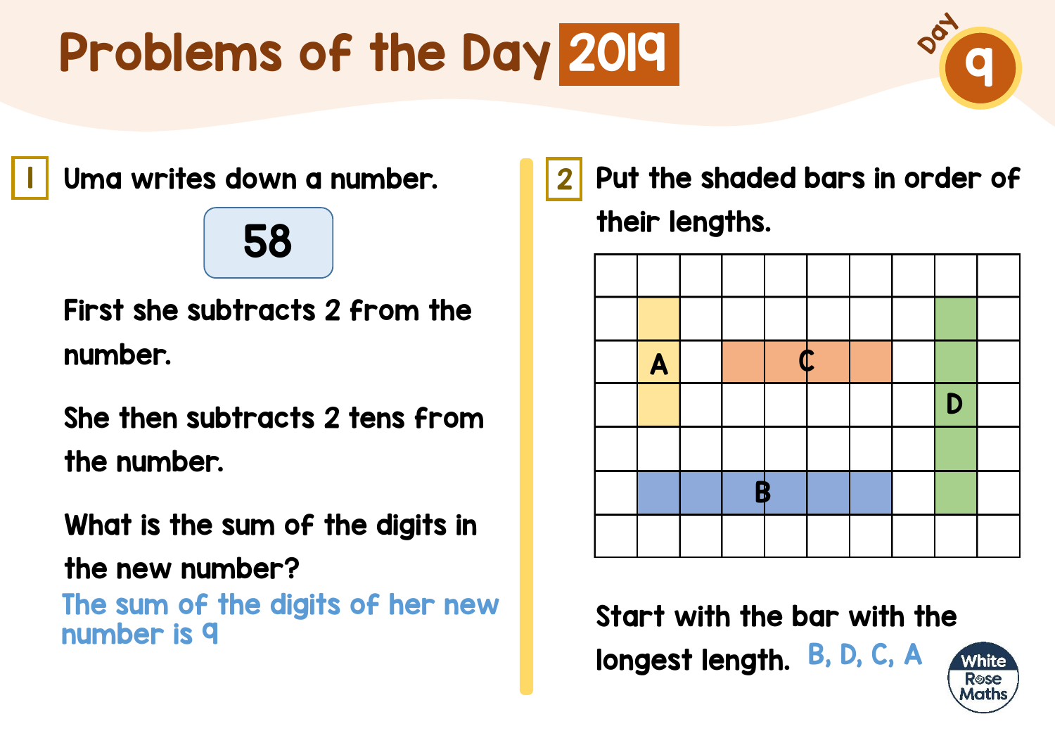# Problems of the Day 2019

Day 9

## 1

Uma writes down a number.

58

First she subtracts 2 from the number.

She then subtracts 2 tens from the number.

What is the sum of the digits in the new number?

The sum of the digits of her new number is 9

## 2

Put the shaded bars in order of their lengths.

|   |   |   |   |   |   |   |   |   |   |
|---|---|---|---|---|---|---|---|---|---|
|   |   |   |   |   |   |   |   |   |   |
|   | A |   |   |   |   |   |   | D |   |
|   | A |   | C | C | C | C |   | D |   |
|   | A |   |   |   |   |   |   | D |   |
|   |   |   |   |   |   |   |   | D |   |
|   | B | B | B | B | B | B |   | D |   |
|   |   |   |   |   |   |   |   |   |   |

Start with the bar with the longest length. B, D, C, A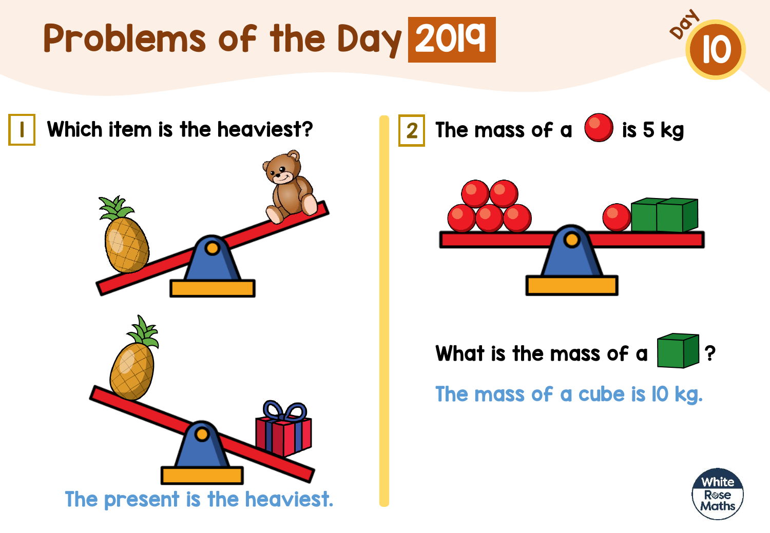# Problems of the Day 2019

Day 10

## 1 Which item is the heaviest?

The present is the heaviest.

## 2 The mass of a ● is 5 kg

What is the mass of a ■?

The mass of a cube is 10 kg.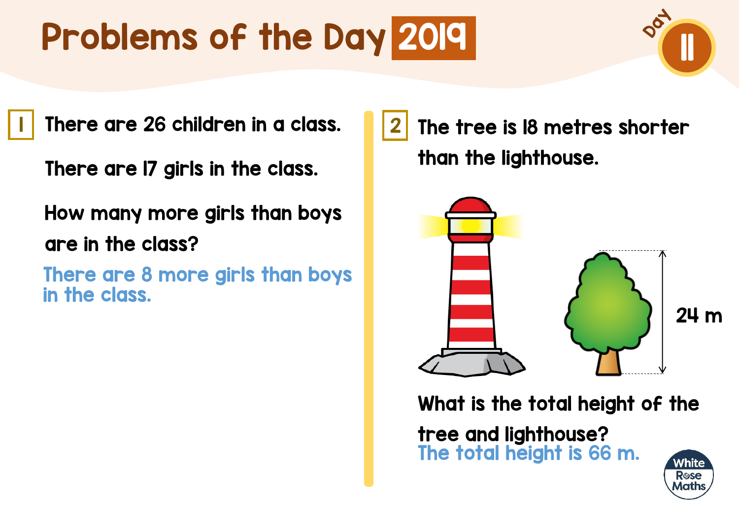# Problems of the Day 2019

Day 11

**1** There are 26 children in a class.

There are 17 girls in the class.

How many more girls than boys are in the class?

There are 8 more girls than boys in the class.

**2** The tree is 18 metres shorter than the lighthouse.

24 m

What is the total height of the tree and lighthouse?

The total height is 66 m.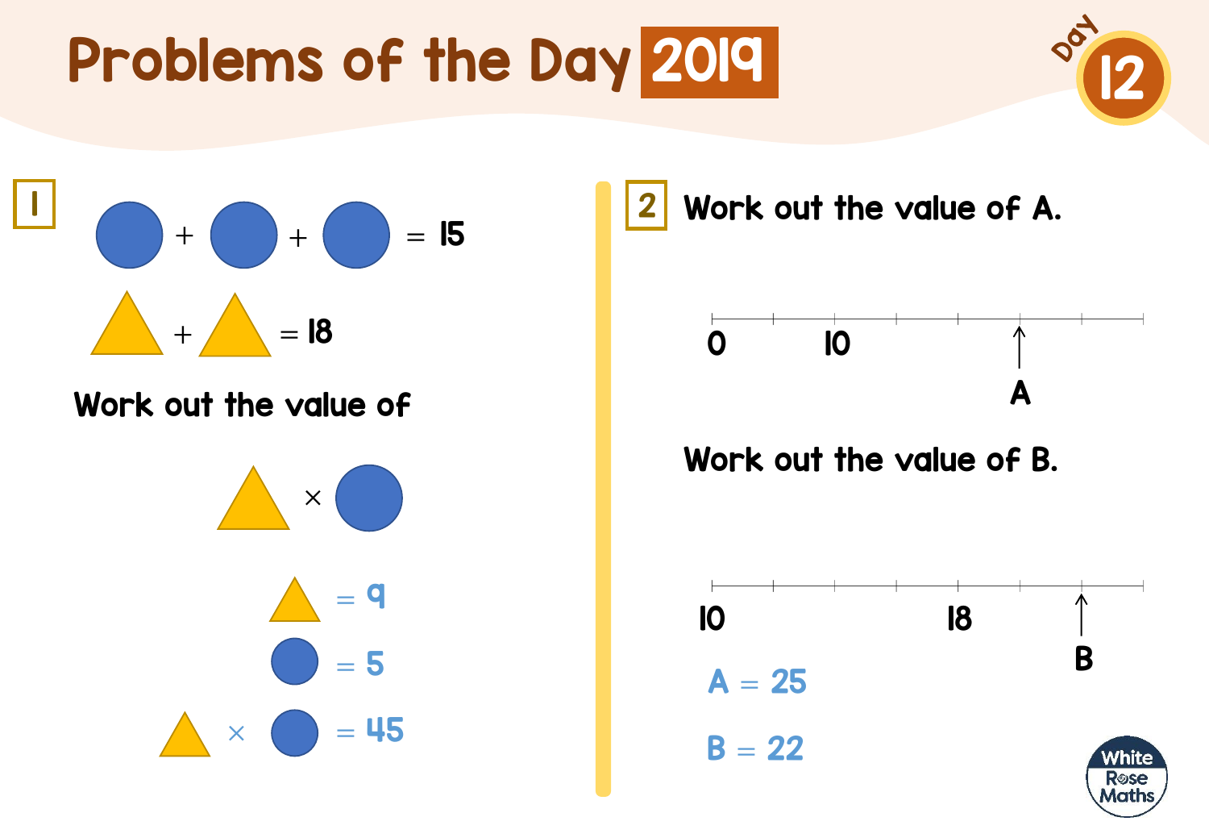# Problems of the Day 2019

Day 12

## 1

● + ● + ● = 15

▲ + ▲ = 18

Work out the value of

▲ × ●

▲ = 9

● = 5

▲ × ● = 45

## 2

Work out the value of A.

Number line: 0, 10, ↑ A

Work out the value of B.

Number line: 10, 18, ↑ B

A = 25

B = 22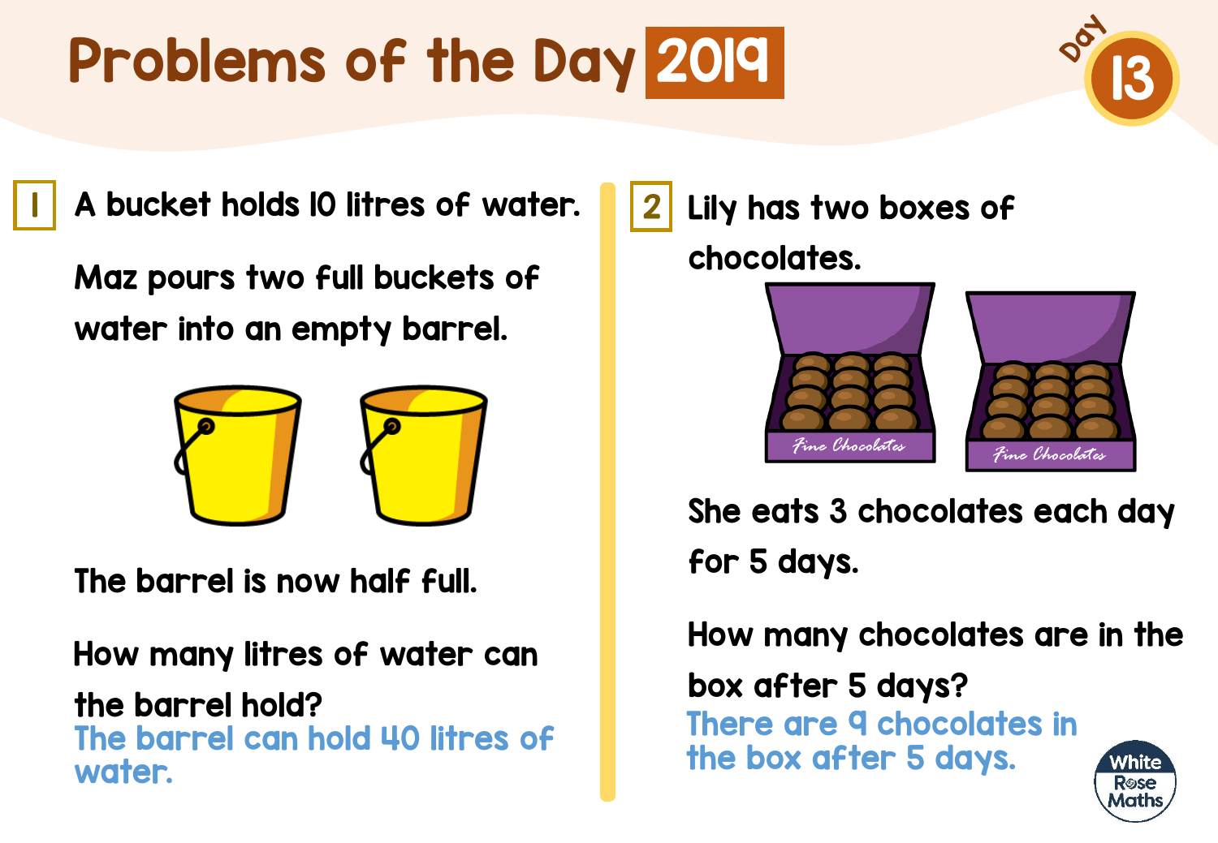# Problems of the Day 2019

Day 13

**1** A bucket holds 10 litres of water.

Maz pours two full buckets of water into an empty barrel.

The barrel is now half full.

How many litres of water can the barrel hold?

The barrel can hold 40 litres of water.

**2** Lily has two boxes of chocolates.

She eats 3 chocolates each day for 5 days.

How many chocolates are in the box after 5 days?

There are 9 chocolates in the box after 5 days.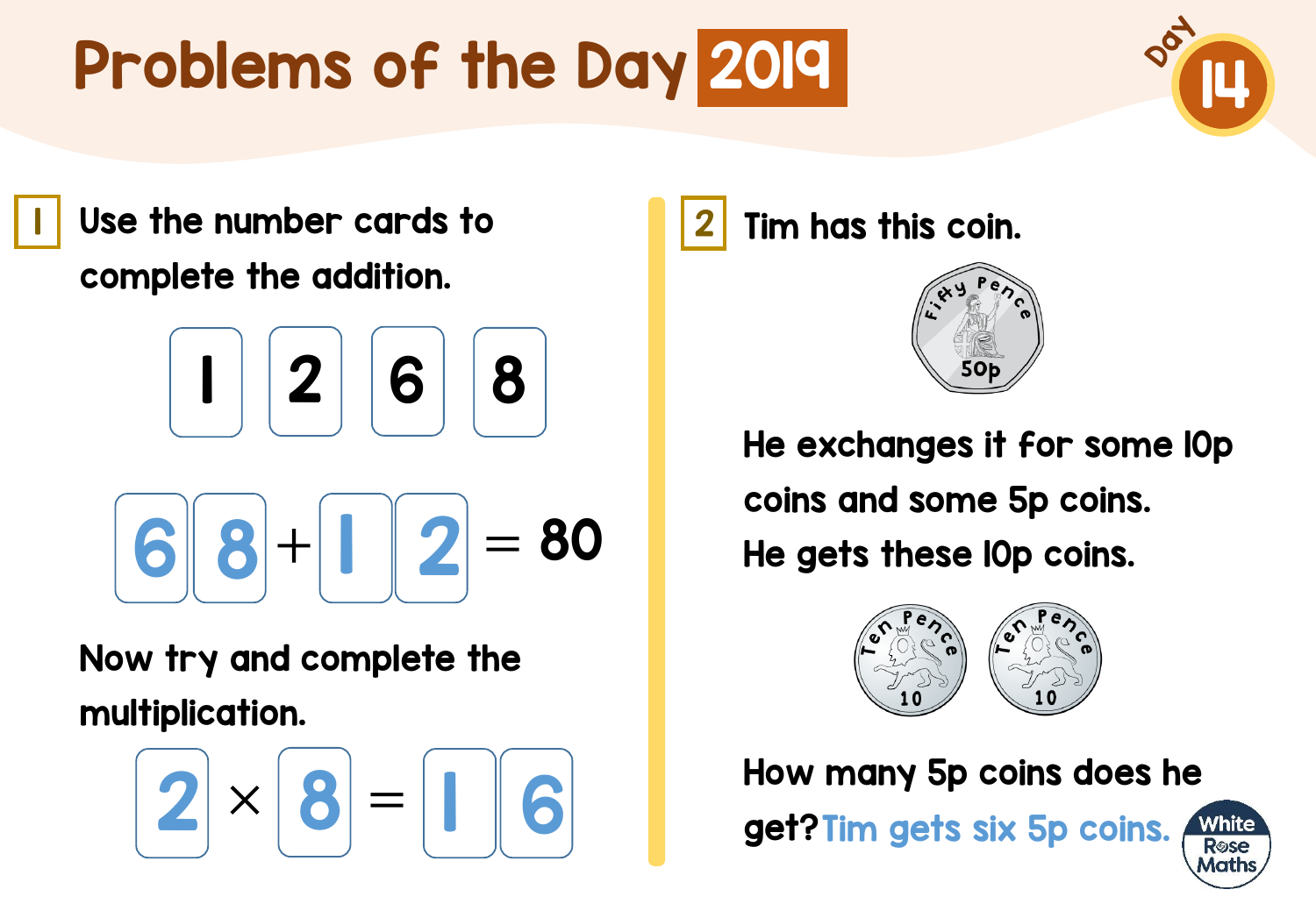# Problems of the Day 2019

Day 14

**1** Use the number cards to complete the addition.

1 2 6 8

6 8 + 1 2 = 80

Now try and complete the multiplication.

2 × 8 = 1 6

**2** Tim has this coin.

Fifty Pence 50p

He exchanges it for some 10p coins and some 5p coins.
He gets these 10p coins.

Ten Pence 10 Ten Pence 10

How many 5p coins does he get? Tim gets six 5p coins.

White Rose Maths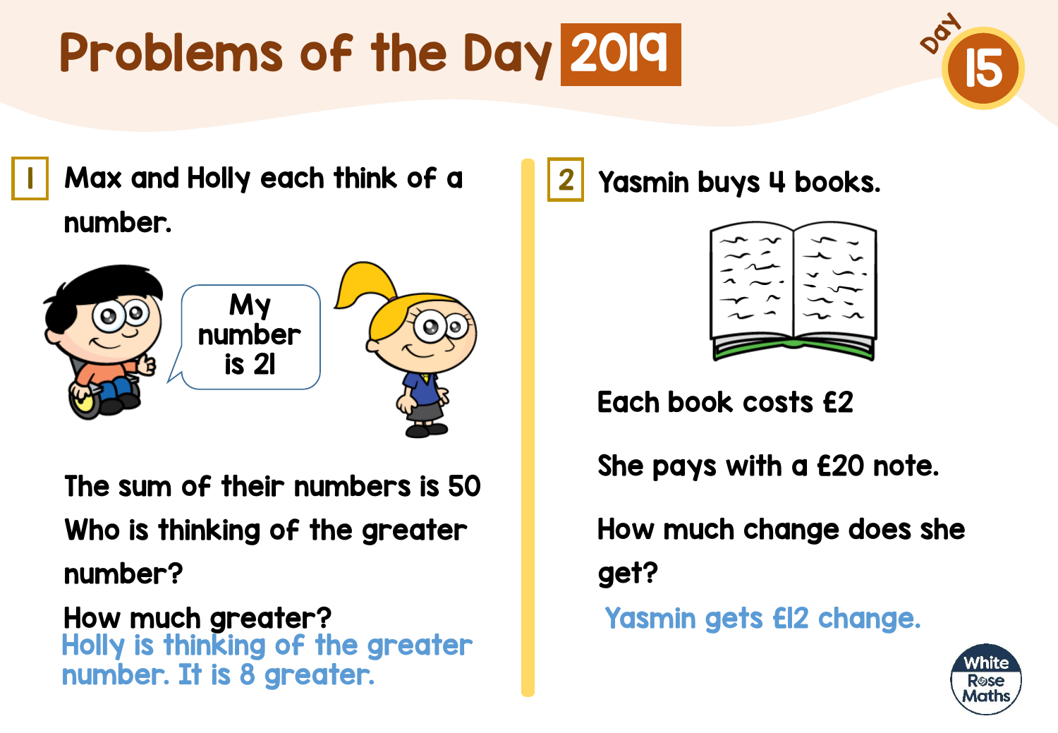# Problems of the Day 2019

Day 15

## 1

Max and Holly each think of a number.

My number is 21

The sum of their numbers is 50

Who is thinking of the greater number?

How much greater?

Holly is thinking of the greater number. It is 8 greater.

## 2

Yasmin buys 4 books.

Each book costs £2

She pays with a £20 note.

How much change does she get?

Yasmin gets £12 change.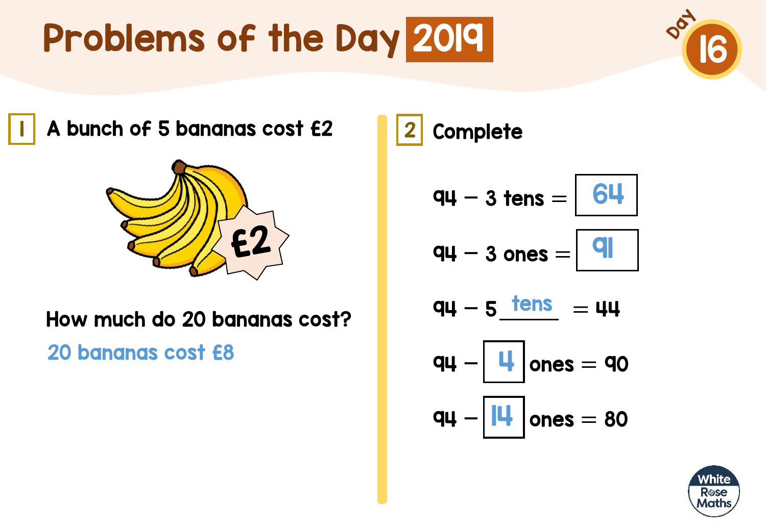# Problems of the Day 2019

Day 16

## 1

A bunch of 5 bananas cost £2

£2

How much do 20 bananas cost?

20 bananas cost £8

## 2

Complete

94 − 3 tens = 64

94 − 3 ones = 91

94 − 5 tens = 44

94 − 4 ones = 90

94 − 14 ones = 80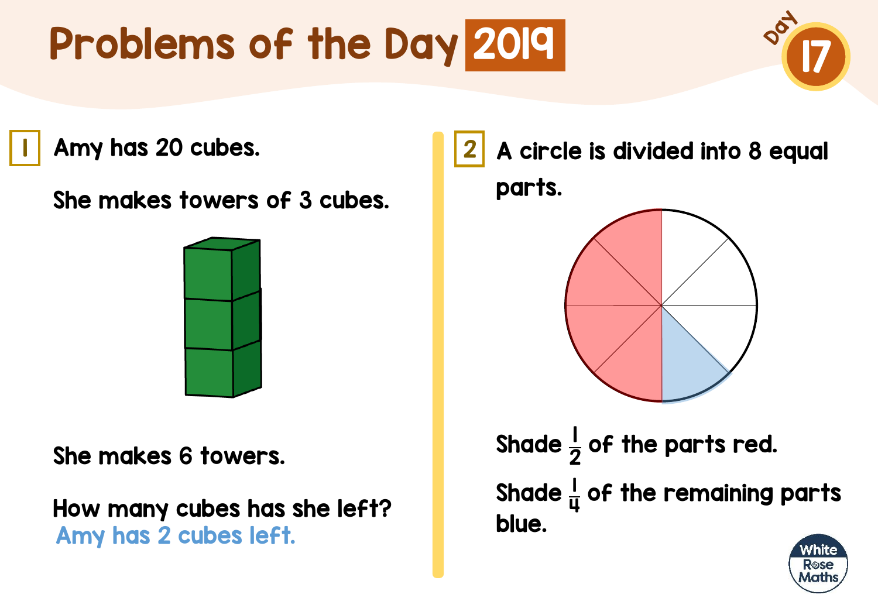# Problems of the Day 2019

Day 17

**1** Amy has 20 cubes.

She makes towers of 3 cubes.

She makes 6 towers.

How many cubes has she left?

Amy has 2 cubes left.

**2** A circle is divided into 8 equal parts.

Shade $\frac{1}{2}$ of the parts red.

Shade $\frac{1}{4}$ of the remaining parts blue.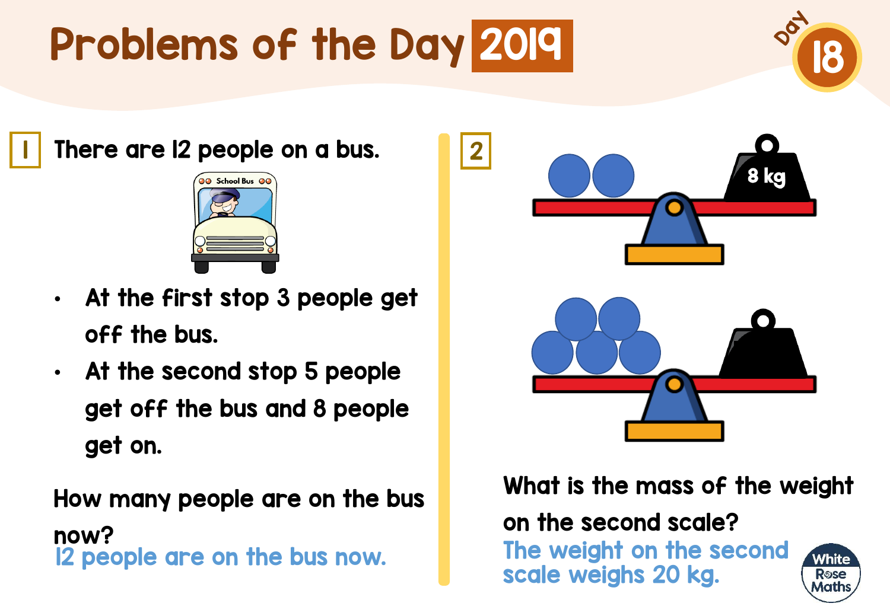# Problems of the Day 2019

Day 18

**1** There are 12 people on a bus.

- At the first stop 3 people get off the bus.
- At the second stop 5 people get off the bus and 8 people get on.

How many people are on the bus now?

12 people are on the bus now.

**2**

8 kg

What is the mass of the weight on the second scale?

The weight on the second scale weighs 20 kg.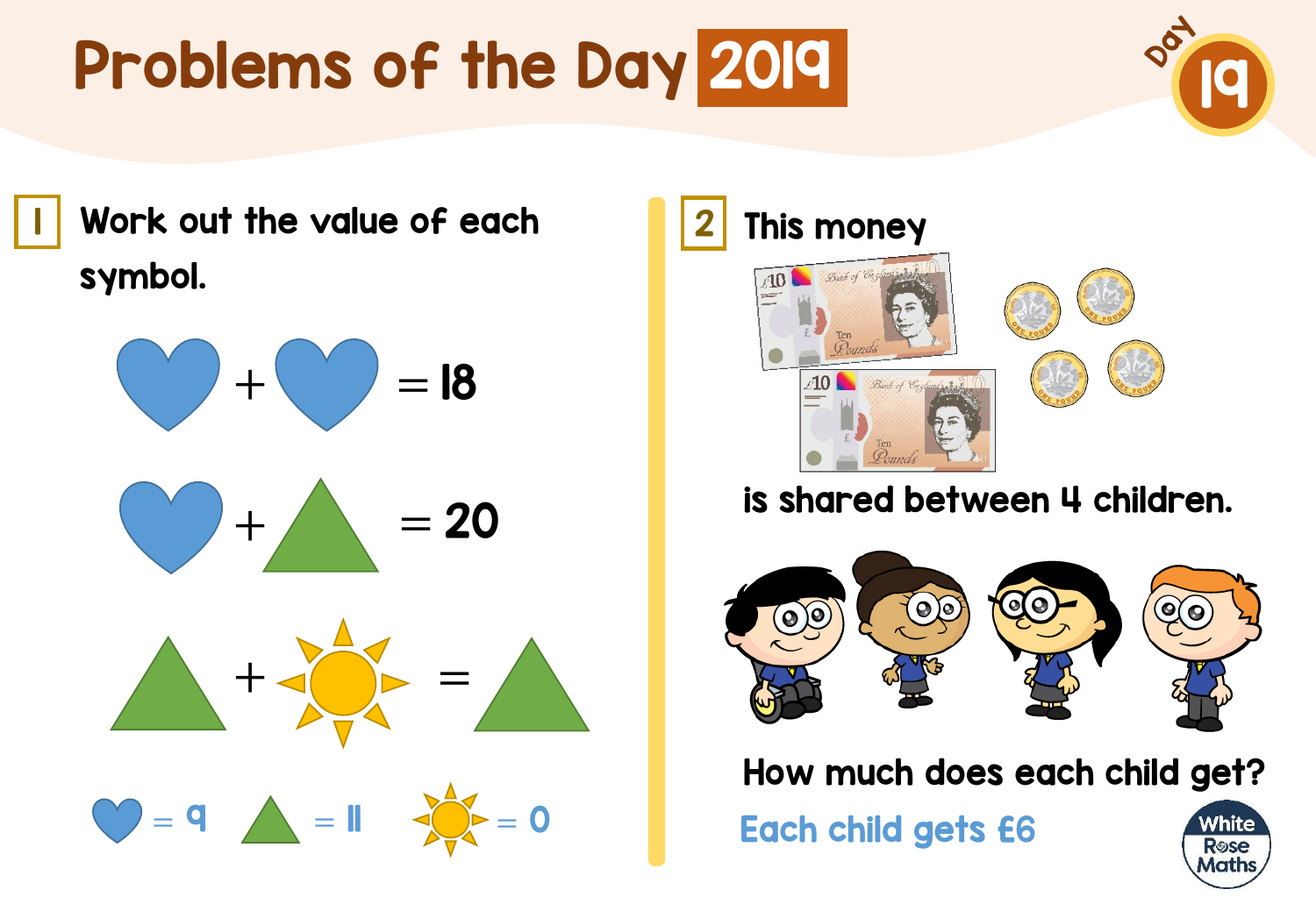# Problems of the Day 2019

Day 19

## 1

Work out the value of each symbol.

heart + heart = 18

heart + triangle = 20

triangle + sun = triangle

heart = 9 triangle = 11 sun = 0

## 2

This money

is shared between 4 children.

How much does each child get?

Each child gets £6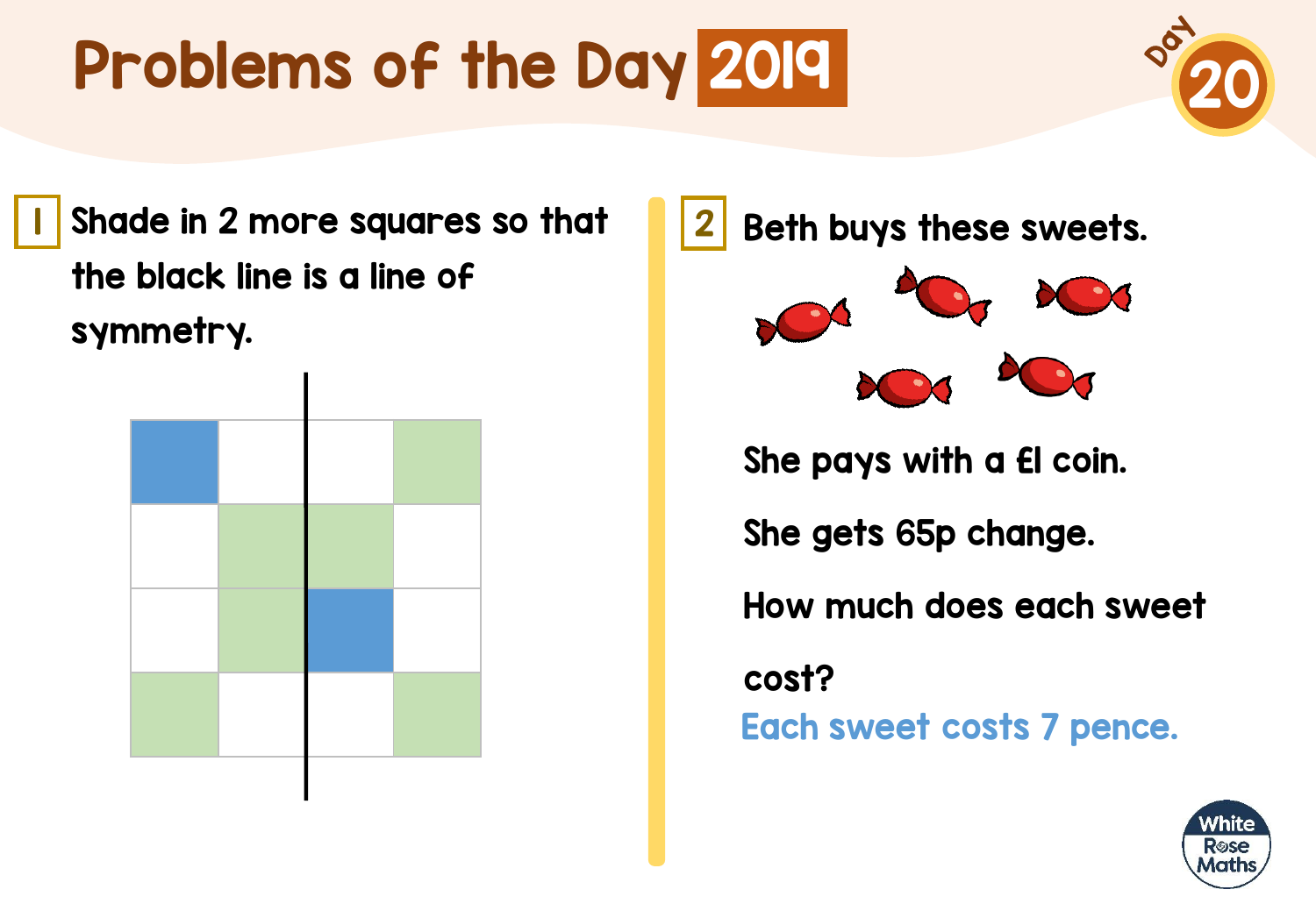# Problems of the Day 2019

Day 20

**1** Shade in 2 more squares so that the black line is a line of symmetry.

**2** Beth buys these sweets.

She pays with a £1 coin.

She gets 65p change.

How much does each sweet cost?

Each sweet costs 7 pence.